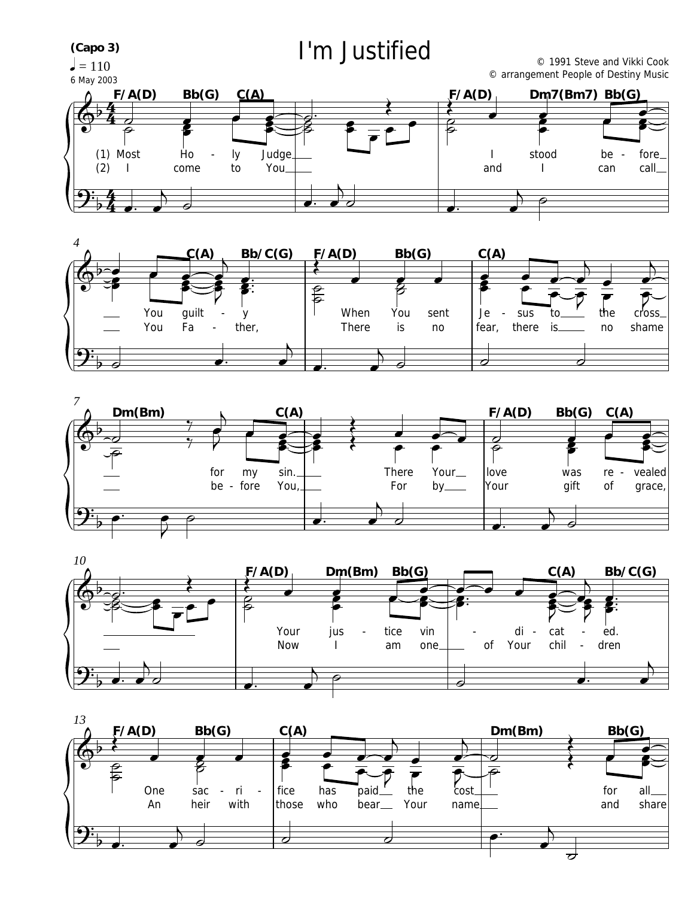# I'm Justified

(Capo 3)

♩ = 110

6 May 2003

© 1991 Steve and Vikki Cook
© arrangement People of Destiny Music

F/A(D) Bb(G) C(A) F/A(D) Dm7(Bm7) Bb(G)

(1) Most Ho - ly Judge I stood be - fore You guilt - y
(2) I come to You and I can call You Fa - ther,

C(A) Bb/C(G) F/A(D) Bb(G) C(A) Dm(Bm) C(A)

When You sent Je - sus to the cross for my sin. There Your love was re - vealed
There is no fear, there is no shame be - fore You, For by Your gift of grace,

F/A(D) Bb(G) C(A) F/A(D) Dm(Bm) Bb(G) C(A) Bb/C(G)

Your jus - tice vin - di - cat - ed.
Now I am one of Your chil - dren

F/A(D) Bb(G) C(A) Dm(Bm) Bb(G)

One sac - ri - fice has paid the cost for all
An heir with those who bear Your name and share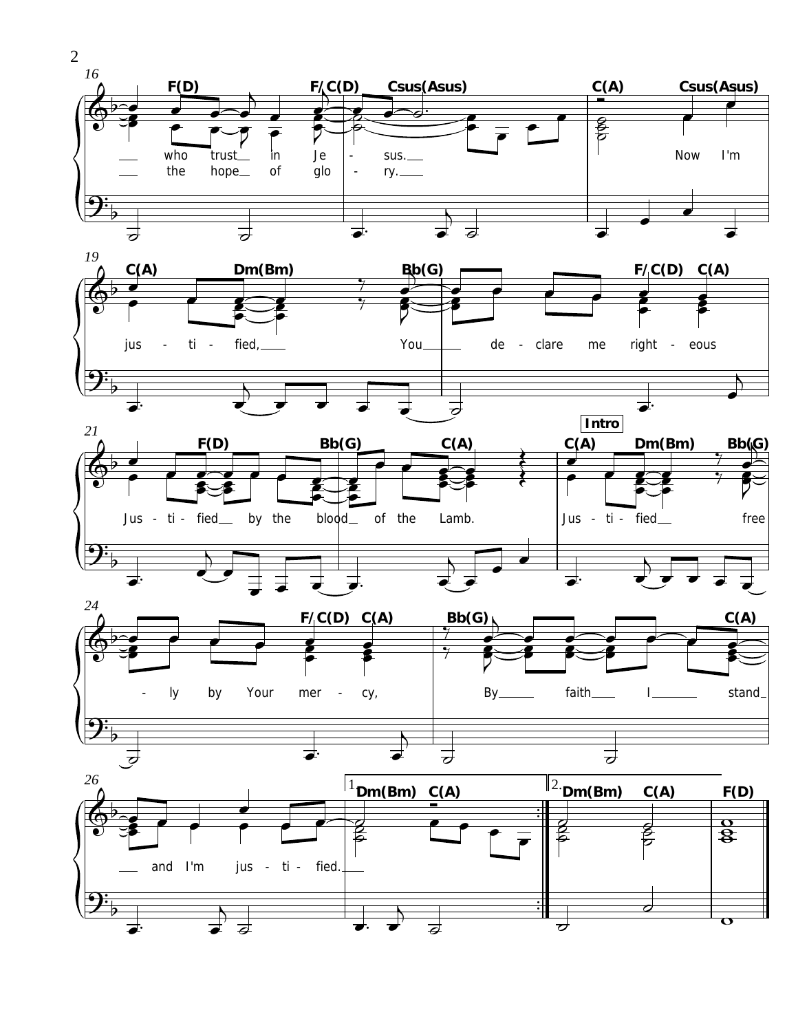16

F(D) F/C(D) Csus(Asus) C(A) Csus(Asus)

who trust in Je - sus. Now I'm

the hope of glo - ry.

19

C(A) Dm(Bm) Bb(G) F/C(D) C(A)

jus - ti - fied, You de - clare me right - eous

21

F(D) Bb(G) C(A) **Intro** C(A) Dm(Bm) Bb(G)

Jus - ti - fied by the blood of the Lamb. Jus - ti - fied free

24

F/C(D) C(A) Bb(G) C(A)

- ly by Your mer - cy, By faith I stand

26

1. Dm(Bm) C(A) 2. Dm(Bm) C(A) F(D)

and I'm jus - ti - fied.